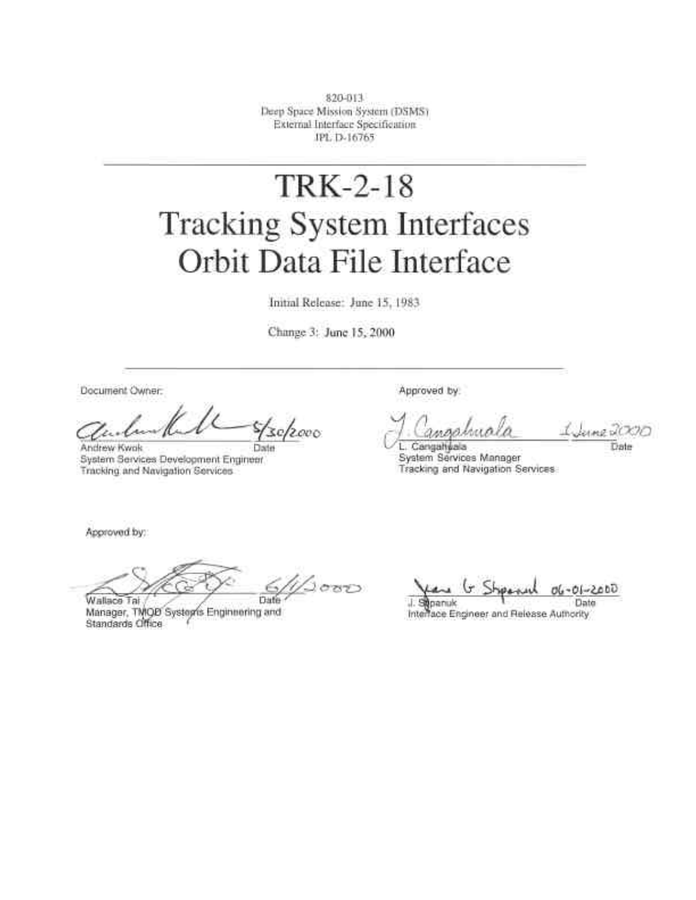820-013
Deep Space Mission System (DSMS)
External Interface Specification
JPL D-16765

---

# TRK-2-18
# Tracking System Interfaces
# Orbit Data File Interface

Initial Release: June 15, 1983

Change 3: June 15, 2000

---

Document Owner:

Andrew Kwok — Date: 5/30/2000
System Services Development Engineer
Tracking and Navigation Services

Approved by:

L. Cangahuala — Date: 1 June 2000
System Services Manager
Tracking and Navigation Services

Approved by:

Wallace Tai — Date: 6/1/2000
Manager, TMOD Systems Engineering and Standards Office

J. Stipanuk — Date: 06-01-2000
Interface Engineer and Release Authority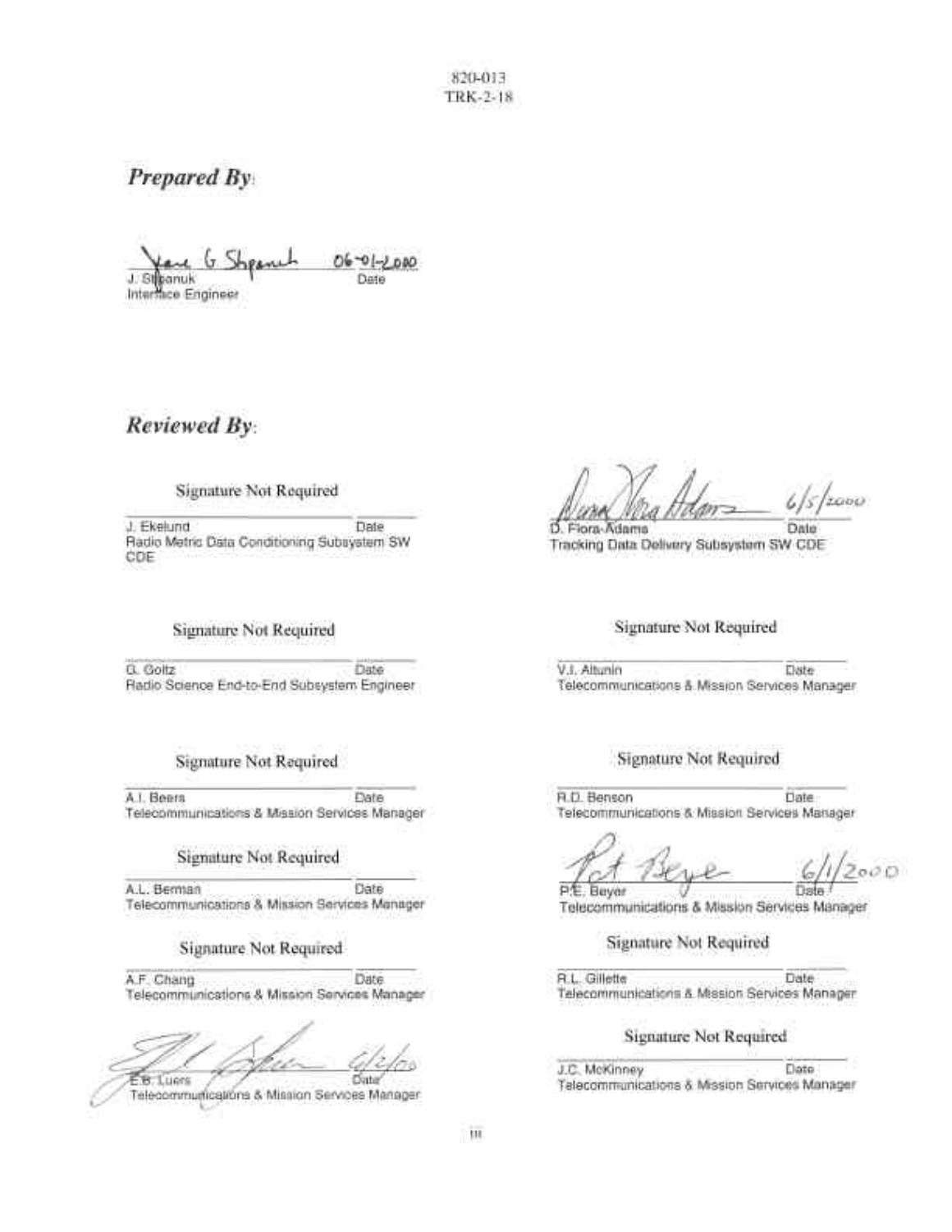820-013
TRK-2-18

***Prepared By***:

J. Shpanuk 06-01-2000
Interface Engineer Date

***Reviewed By***:

Signature Not Required

J. Ekelund Date
Radio Metric Data Conditioning Subsystem SW CDE

Signature Not Required

G. Goltz Date
Radio Science End-to-End Subsystem Engineer

Signature Not Required

A.I. Beers Date
Telecommunications & Mission Services Manager

Signature Not Required

A.L. Berman Date
Telecommunications & Mission Services Manager

Signature Not Required

A.F. Chang Date
Telecommunications & Mission Services Manager

E.B. Luers 6/2/00
Telecommunications & Mission Services Manager Date

D. Flora-Adams 6/5/2000
Tracking Data Delivery Subsystem SW CDE Date

Signature Not Required

V.I. Altunin Date
Telecommunications & Mission Services Manager

Signature Not Required

R.D. Benson Date
Telecommunications & Mission Services Manager

P.E. Beyer 6/1/2000
Telecommunications & Mission Services Manager Date

Signature Not Required

R.L. Gillette Date
Telecommunications & Mission Services Manager

Signature Not Required

J.C. McKinney Date
Telecommunications & Mission Services Manager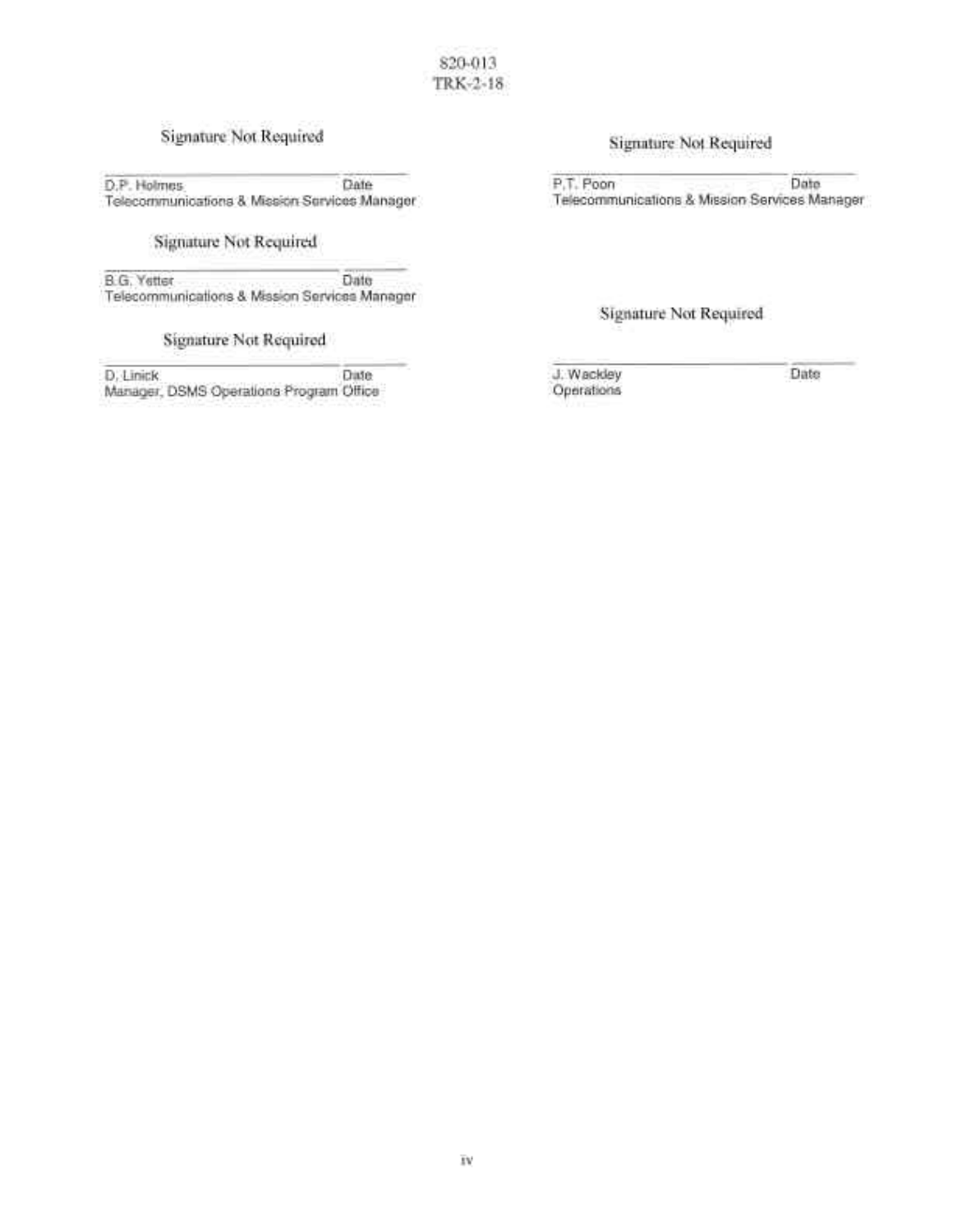Signature Not Required

_______________________________ ________
D.P. Holmes Date
Telecommunications & Mission Services Manager

Signature Not Required

_______________________________ ________
B.G. Yetter Date
Telecommunications & Mission Services Manager

Signature Not Required

_______________________________ ________
D. Linick Date
Manager, DSMS Operations Program Office

Signature Not Required

_______________________________ ________
P.T. Poon Date
Telecommunications & Mission Services Manager

Signature Not Required

_______________________________ ________
J. Wackley Date
Operations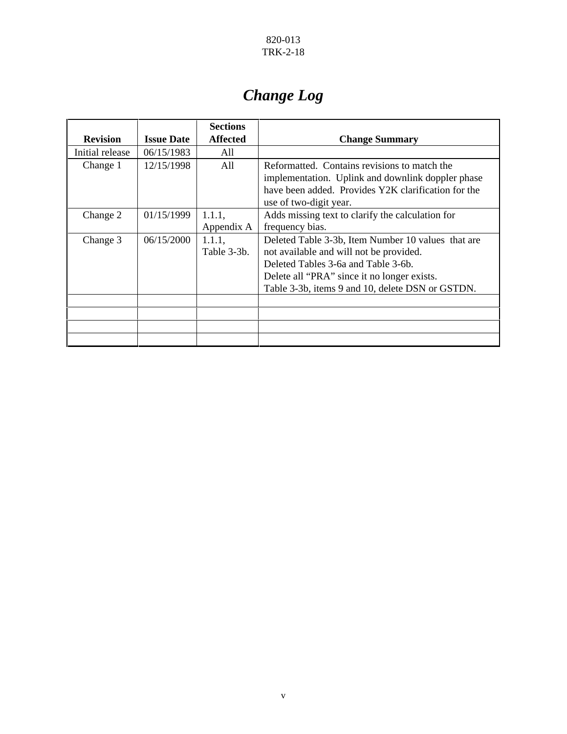# *Change Log*

| Revision | Issue Date | Sections Affected | Change Summary |
|---|---|---|---|
| Initial release | 06/15/1983 | All | |
| Change 1 | 12/15/1998 | All | Reformatted. Contains revisions to match the implementation. Uplink and downlink doppler phase have been added. Provides Y2K clarification for the use of two-digit year. |
| Change 2 | 01/15/1999 | 1.1.1, Appendix A | Adds missing text to clarify the calculation for frequency bias. |
| Change 3 | 06/15/2000 | 1.1.1, Table 3-3b. | Deleted Table 3-3b, Item Number 10 values that are not available and will not be provided.<br>Deleted Tables 3-6a and Table 3-6b.<br>Delete all "PRA" since it no longer exists.<br>Table 3-3b, items 9 and 10, delete DSN or GSTDN. |
| | | | |
| | | | |
| | | | |
| | | | |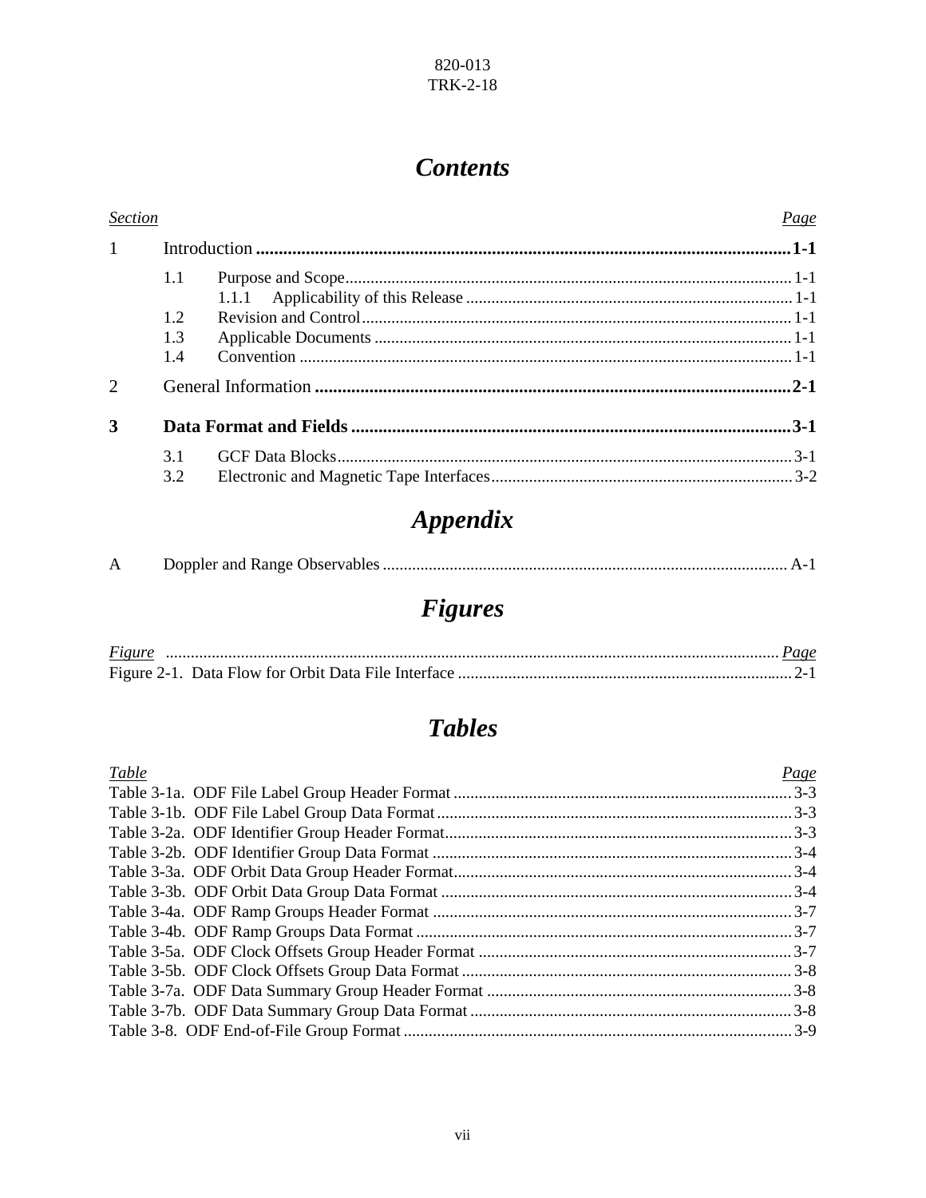# Contents

| *Section* | | *Page* |
|---|---|---|
| 1 | Introduction | 1-1 |
| | 1.1 Purpose and Scope | 1-1 |
| | 1.1.1 Applicability of this Release | 1-1 |
| | 1.2 Revision and Control | 1-1 |
| | 1.3 Applicable Documents | 1-1 |
| | 1.4 Convention | 1-1 |
| 2 | General Information | 2-1 |
| **3** | **Data Format and Fields** | **3-1** |
| | 3.1 GCF Data Blocks | 3-1 |
| | 3.2 Electronic and Magnetic Tape Interfaces | 3-2 |

# Appendix

| | | |
|---|---|---|
| A | Doppler and Range Observables | A-1 |

# Figures

| *Figure* | *Page* |
|---|---|
| Figure 2-1. Data Flow for Orbit Data File Interface | 2-1 |

# Tables

| *Table* | *Page* |
|---|---|
| Table 3-1a. ODF File Label Group Header Format | 3-3 |
| Table 3-1b. ODF File Label Group Data Format | 3-3 |
| Table 3-2a. ODF Identifier Group Header Format | 3-3 |
| Table 3-2b. ODF Identifier Group Data Format | 3-4 |
| Table 3-3a. ODF Orbit Data Group Header Format | 3-4 |
| Table 3-3b. ODF Orbit Data Group Data Format | 3-4 |
| Table 3-4a. ODF Ramp Groups Header Format | 3-7 |
| Table 3-4b. ODF Ramp Groups Data Format | 3-7 |
| Table 3-5a. ODF Clock Offsets Group Header Format | 3-7 |
| Table 3-5b. ODF Clock Offsets Group Data Format | 3-8 |
| Table 3-7a. ODF Data Summary Group Header Format | 3-8 |
| Table 3-7b. ODF Data Summary Group Data Format | 3-8 |
| Table 3-8. ODF End-of-File Group Format | 3-9 |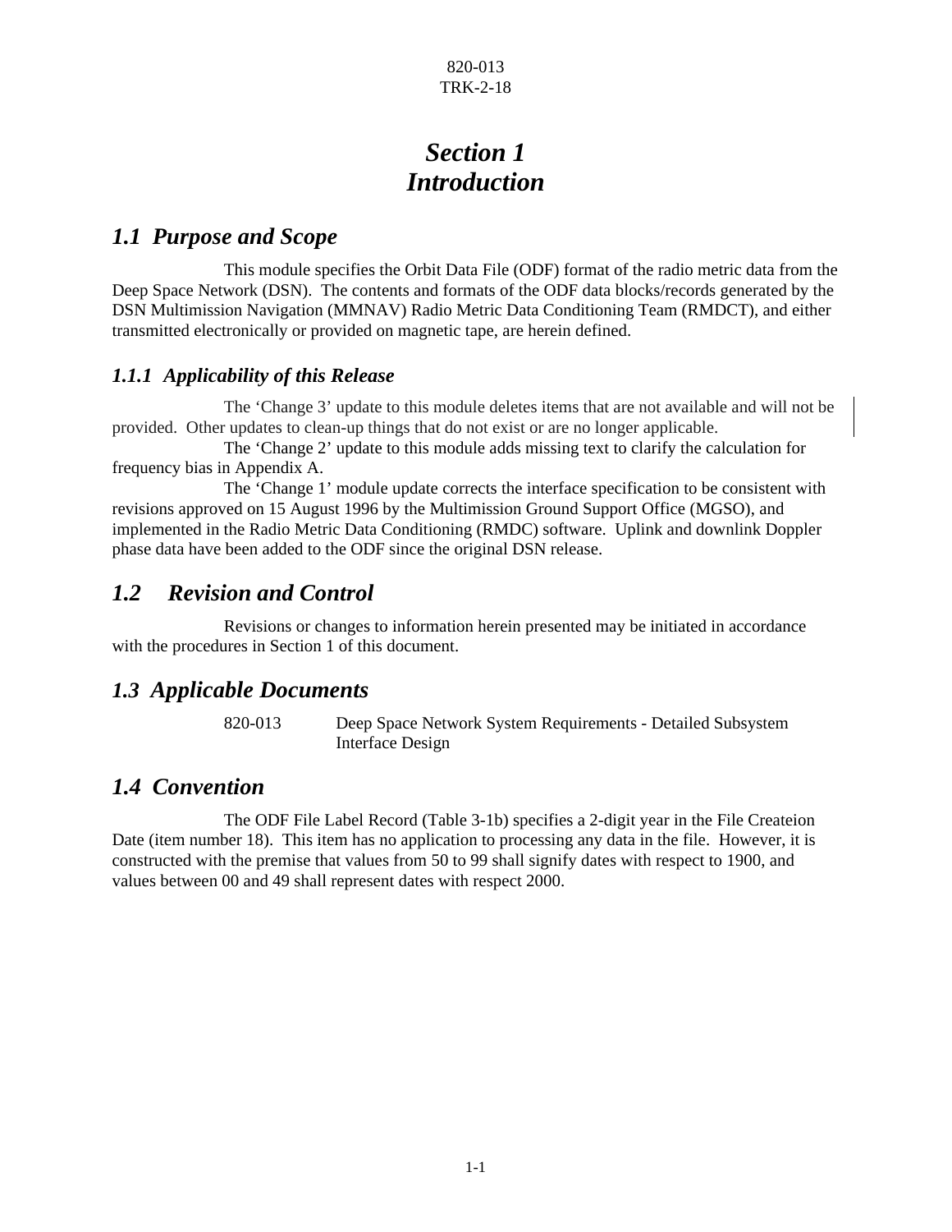# Section 1
# Introduction

## 1.1 Purpose and Scope

This module specifies the Orbit Data File (ODF) format of the radio metric data from the Deep Space Network (DSN). The contents and formats of the ODF data blocks/records generated by the DSN Multimission Navigation (MMNAV) Radio Metric Data Conditioning Team (RMDCT), and either transmitted electronically or provided on magnetic tape, are herein defined.

### 1.1.1 Applicability of this Release

The 'Change 3' update to this module deletes items that are not available and will not be provided. Other updates to clean-up things that do not exist or are no longer applicable.

The 'Change 2' update to this module adds missing text to clarify the calculation for frequency bias in Appendix A.

The 'Change 1' module update corrects the interface specification to be consistent with revisions approved on 15 August 1996 by the Multimission Ground Support Office (MGSO), and implemented in the Radio Metric Data Conditioning (RMDC) software. Uplink and downlink Doppler phase data have been added to the ODF since the original DSN release.

## 1.2 Revision and Control

Revisions or changes to information herein presented may be initiated in accordance with the procedures in Section 1 of this document.

## 1.3 Applicable Documents

| | |
|---|---|
| 820-013 | Deep Space Network System Requirements - Detailed Subsystem Interface Design |

## 1.4 Convention

The ODF File Label Record (Table 3-1b) specifies a 2-digit year in the File Createion Date (item number 18). This item has no application to processing any data in the file. However, it is constructed with the premise that values from 50 to 99 shall signify dates with respect to 1900, and values between 00 and 49 shall represent dates with respect 2000.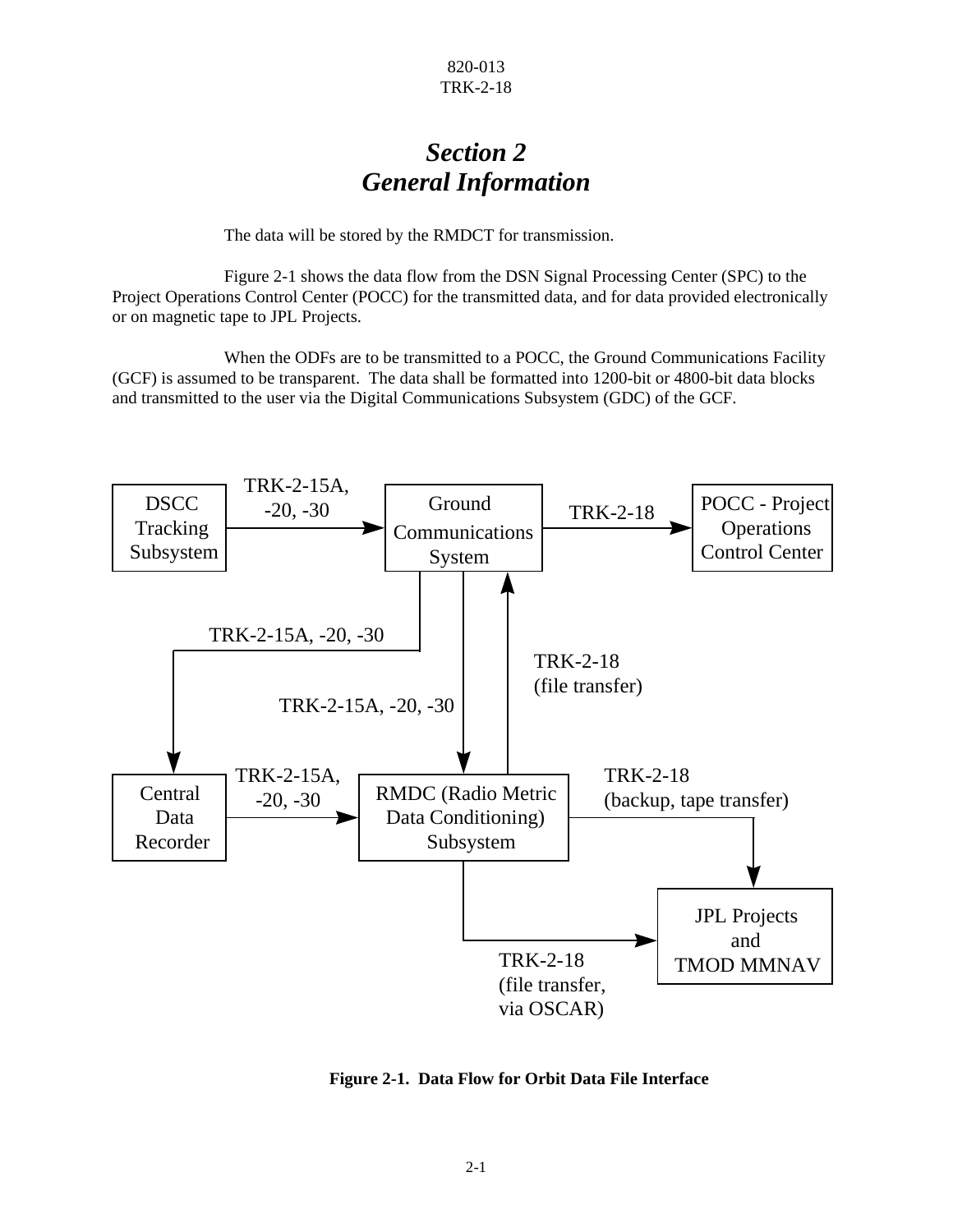# Section 2
# General Information

The data will be stored by the RMDCT for transmission.

Figure 2-1 shows the data flow from the DSN Signal Processing Center (SPC) to the Project Operations Control Center (POCC) for the transmitted data, and for data provided electronically or on magnetic tape to JPL Projects.

When the ODFs are to be transmitted to a POCC, the Ground Communications Facility (GCF) is assumed to be transparent. The data shall be formatted into 1200-bit or 4800-bit data blocks and transmitted to the user via the Digital Communications Subsystem (GDC) of the GCF.

DSCC Tracking Subsystem → (TRK-2-15A, -20, -30) → Ground Communications System → (TRK-2-18) → POCC - Project Operations Control Center

Ground Communications System → (TRK-2-15A, -20, -30) → Central Data Recorder

Ground Communications System → (TRK-2-15A, -20, -30) → RMDC (Radio Metric Data Conditioning) Subsystem

Central Data Recorder → (TRK-2-15A, -20, -30) → RMDC (Radio Metric Data Conditioning) Subsystem

RMDC (Radio Metric Data Conditioning) Subsystem → (TRK-2-18 (file transfer)) → Ground Communications System

RMDC (Radio Metric Data Conditioning) Subsystem → (TRK-2-18 (backup, tape transfer)) → JPL Projects and TMOD MMNAV

RMDC (Radio Metric Data Conditioning) Subsystem → (TRK-2-18 (file transfer, via OSCAR)) → JPL Projects and TMOD MMNAV

**Figure 2-1. Data Flow for Orbit Data File Interface**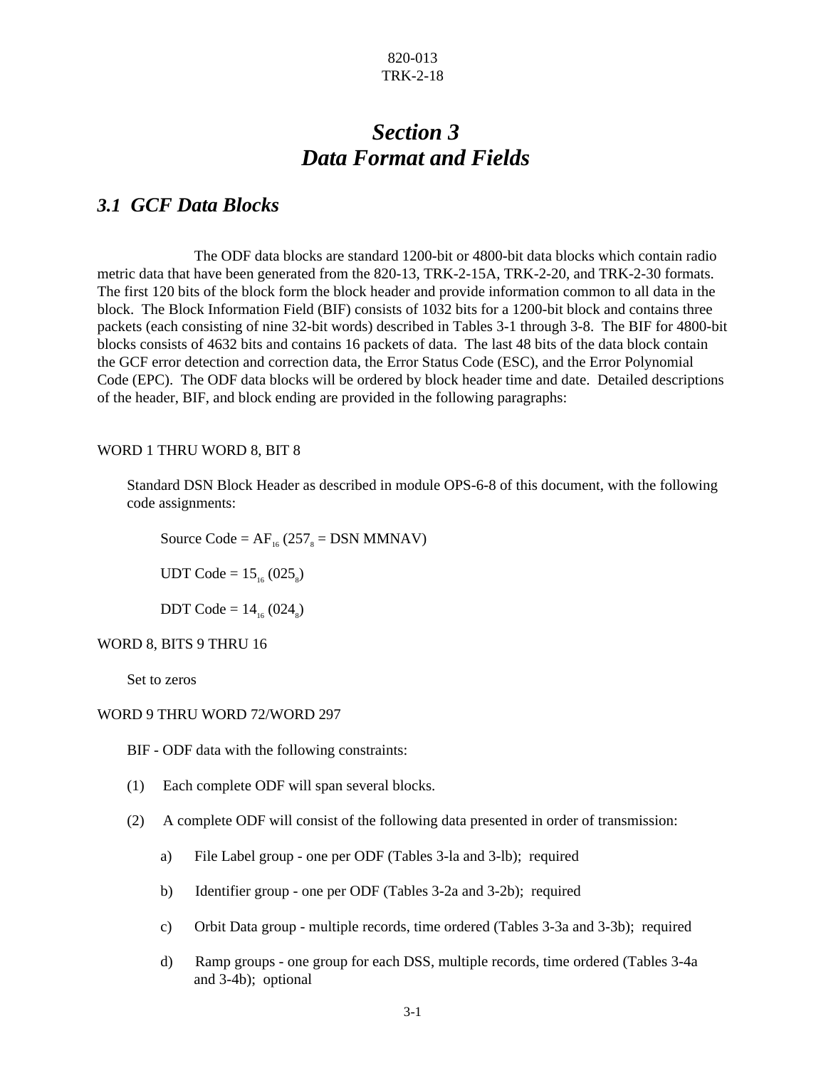# Section 3
# Data Format and Fields

## 3.1 GCF Data Blocks

The ODF data blocks are standard 1200-bit or 4800-bit data blocks which contain radio metric data that have been generated from the 820-13, TRK-2-15A, TRK-2-20, and TRK-2-30 formats. The first 120 bits of the block form the block header and provide information common to all data in the block. The Block Information Field (BIF) consists of 1032 bits for a 1200-bit block and contains three packets (each consisting of nine 32-bit words) described in Tables 3-1 through 3-8. The BIF for 4800-bit blocks consists of 4632 bits and contains 16 packets of data. The last 48 bits of the data block contain the GCF error detection and correction data, the Error Status Code (ESC), and the Error Polynomial Code (EPC). The ODF data blocks will be ordered by block header time and date. Detailed descriptions of the header, BIF, and block ending are provided in the following paragraphs:

WORD 1 THRU WORD 8, BIT 8

Standard DSN Block Header as described in module OPS-6-8 of this document, with the following code assignments:

Source Code = $AF_{16}$ ($257_{8}$ = DSN MMNAV)

UDT Code = $15_{16}$ ($025_{8}$)

DDT Code = $14_{16}$ ($024_{8}$)

WORD 8, BITS 9 THRU 16

Set to zeros

WORD 9 THRU WORD 72/WORD 297

BIF - ODF data with the following constraints:

(1) Each complete ODF will span several blocks.

(2) A complete ODF will consist of the following data presented in order of transmission:

a) File Label group - one per ODF (Tables 3-la and 3-lb); required

b) Identifier group - one per ODF (Tables 3-2a and 3-2b); required

c) Orbit Data group - multiple records, time ordered (Tables 3-3a and 3-3b); required

d) Ramp groups - one group for each DSS, multiple records, time ordered (Tables 3-4a and 3-4b); optional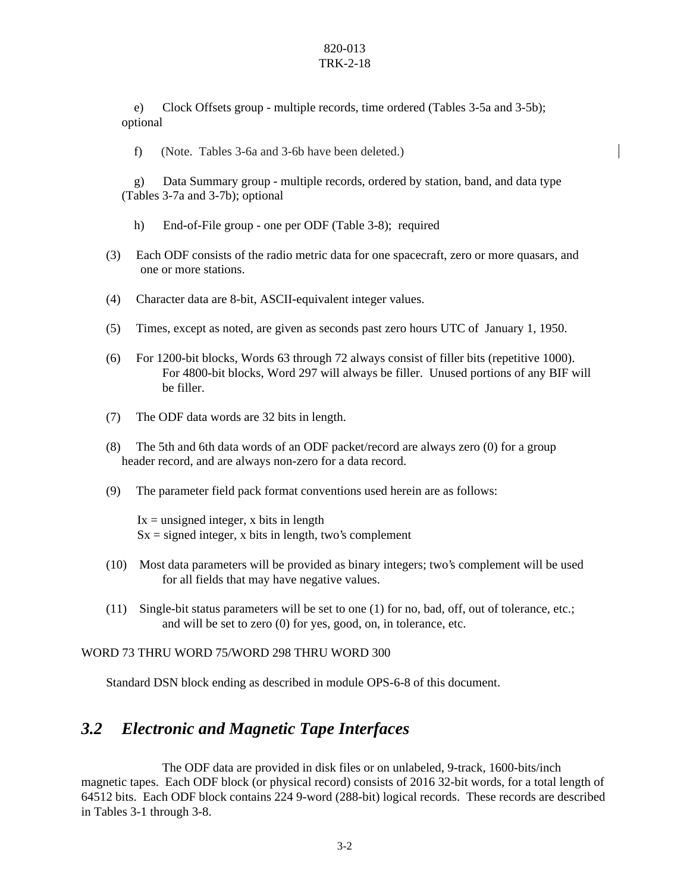e) Clock Offsets group - multiple records, time ordered (Tables 3-5a and 3-5b); optional

f) (Note. Tables 3-6a and 3-6b have been deleted.)

g) Data Summary group - multiple records, ordered by station, band, and data type (Tables 3-7a and 3-7b); optional

h) End-of-File group - one per ODF (Table 3-8); required

(3) Each ODF consists of the radio metric data for one spacecraft, zero or more quasars, and one or more stations.

(4) Character data are 8-bit, ASCII-equivalent integer values.

(5) Times, except as noted, are given as seconds past zero hours UTC of January 1, 1950.

(6) For 1200-bit blocks, Words 63 through 72 always consist of filler bits (repetitive 1000). For 4800-bit blocks, Word 297 will always be filler. Unused portions of any BIF will be filler.

(7) The ODF data words are 32 bits in length.

(8) The 5th and 6th data words of an ODF packet/record are always zero (0) for a group header record, and are always non-zero for a data record.

(9) The parameter field pack format conventions used herein are as follows:

Ix = unsigned integer, x bits in length
Sx = signed integer, x bits in length, two's complement

(10) Most data parameters will be provided as binary integers; two's complement will be used for all fields that may have negative values.

(11) Single-bit status parameters will be set to one (1) for no, bad, off, out of tolerance, etc.; and will be set to zero (0) for yes, good, on, in tolerance, etc.

WORD 73 THRU WORD 75/WORD 298 THRU WORD 300

Standard DSN block ending as described in module OPS-6-8 of this document.

## *3.2 Electronic and Magnetic Tape Interfaces*

The ODF data are provided in disk files or on unlabeled, 9-track, 1600-bits/inch magnetic tapes. Each ODF block (or physical record) consists of 2016 32-bit words, for a total length of 64512 bits. Each ODF block contains 224 9-word (288-bit) logical records. These records are described in Tables 3-1 through 3-8.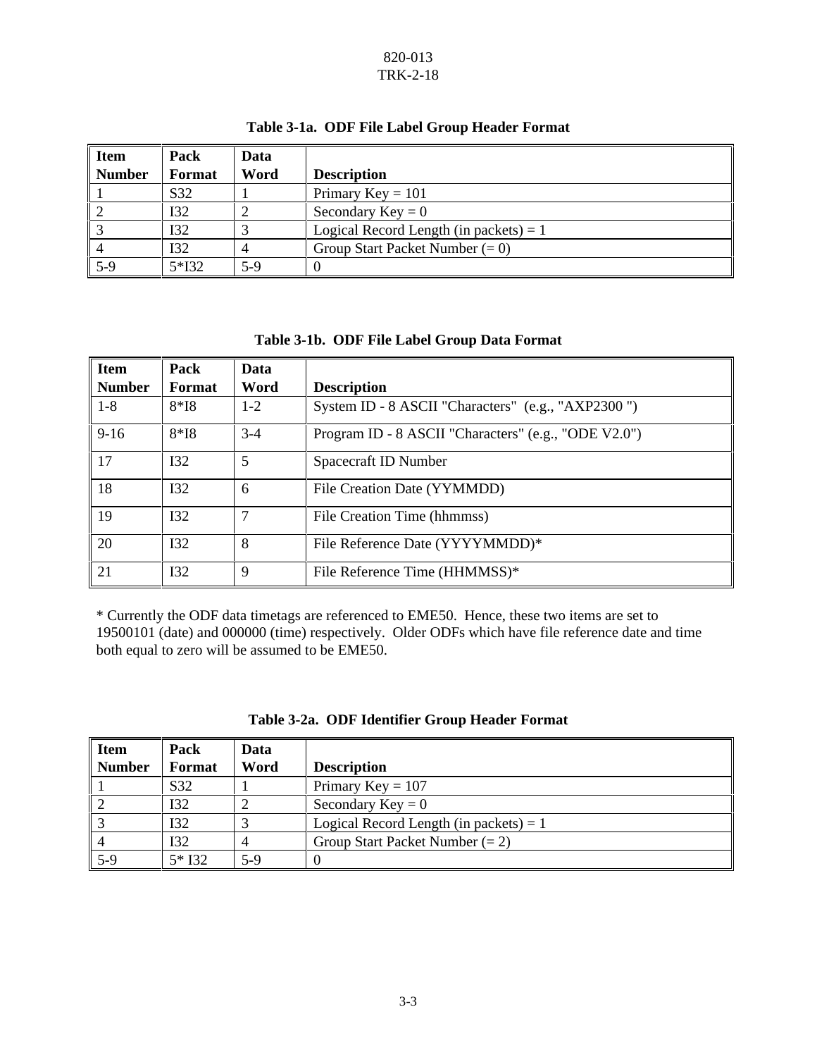**Table 3-1a. ODF File Label Group Header Format**

| Item Number | Pack Format | Data Word | Description |
|---|---|---|---|
| 1 | S32 | 1 | Primary Key = 101 |
| 2 | I32 | 2 | Secondary Key = 0 |
| 3 | I32 | 3 | Logical Record Length (in packets) = 1 |
| 4 | I32 | 4 | Group Start Packet Number (= 0) |
| 5-9 | 5*I32 | 5-9 | 0 |

**Table 3-1b. ODF File Label Group Data Format**

| Item Number | Pack Format | Data Word | Description |
|---|---|---|---|
| 1-8 | 8*I8 | 1-2 | System ID - 8 ASCII "Characters" (e.g., "AXP2300 ") |
| 9-16 | 8*I8 | 3-4 | Program ID - 8 ASCII "Characters" (e.g., "ODE V2.0") |
| 17 | I32 | 5 | Spacecraft ID Number |
| 18 | I32 | 6 | File Creation Date (YYMMDD) |
| 19 | I32 | 7 | File Creation Time (hhmmss) |
| 20 | I32 | 8 | File Reference Date (YYYYMMDD)* |
| 21 | I32 | 9 | File Reference Time (HHMMSS)* |

* Currently the ODF data timetags are referenced to EME50. Hence, these two items are set to 19500101 (date) and 000000 (time) respectively. Older ODFs which have file reference date and time both equal to zero will be assumed to be EME50.

**Table 3-2a. ODF Identifier Group Header Format**

| Item Number | Pack Format | Data Word | Description |
|---|---|---|---|
| 1 | S32 | 1 | Primary Key = 107 |
| 2 | I32 | 2 | Secondary Key = 0 |
| 3 | I32 | 3 | Logical Record Length (in packets) = 1 |
| 4 | I32 | 4 | Group Start Packet Number (= 2) |
| 5-9 | 5* I32 | 5-9 | 0 |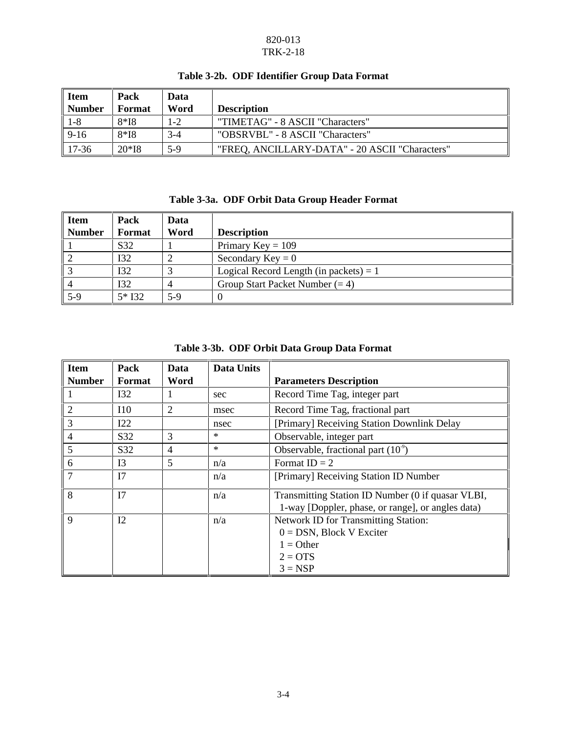**Table 3-2b. ODF Identifier Group Data Format**

| Item Number | Pack Format | Data Word | Description |
|---|---|---|---|
| 1-8 | 8*I8 | 1-2 | "TIMETAG" - 8 ASCII "Characters" |
| 9-16 | 8*I8 | 3-4 | "OBSRVBL" - 8 ASCII "Characters" |
| 17-36 | 20*I8 | 5-9 | "FREQ, ANCILLARY-DATA" - 20 ASCII "Characters" |

**Table 3-3a. ODF Orbit Data Group Header Format**

| Item Number | Pack Format | Data Word | Description |
|---|---|---|---|
| 1 | S32 | 1 | Primary Key = 109 |
| 2 | I32 | 2 | Secondary Key = 0 |
| 3 | I32 | 3 | Logical Record Length (in packets) = 1 |
| 4 | I32 | 4 | Group Start Packet Number (= 4) |
| 5-9 | 5* I32 | 5-9 | 0 |

**Table 3-3b. ODF Orbit Data Group Data Format**

| Item Number | Pack Format | Data Word | Data Units | Parameters Description |
|---|---|---|---|---|
| 1 | I32 | 1 | sec | Record Time Tag, integer part |
| 2 | I10 | 2 | msec | Record Time Tag, fractional part |
| 3 | I22 | | nsec | [Primary] Receiving Station Downlink Delay |
| 4 | S32 | 3 | * | Observable, integer part |
| 5 | S32 | 4 | * | Observable, fractional part ($10^{-9}$) |
| 6 | I3 | 5 | n/a | Format ID = 2 |
| 7 | I7 | | n/a | [Primary] Receiving Station ID Number |
| 8 | I7 | | n/a | Transmitting Station ID Number (0 if quasar VLBI, 1-way [Doppler, phase, or range], or angles data) |
| 9 | I2 | | n/a | Network ID for Transmitting Station:<br>0 = DSN, Block V Exciter<br>1 = Other<br>2 = OTS<br>3 = NSP |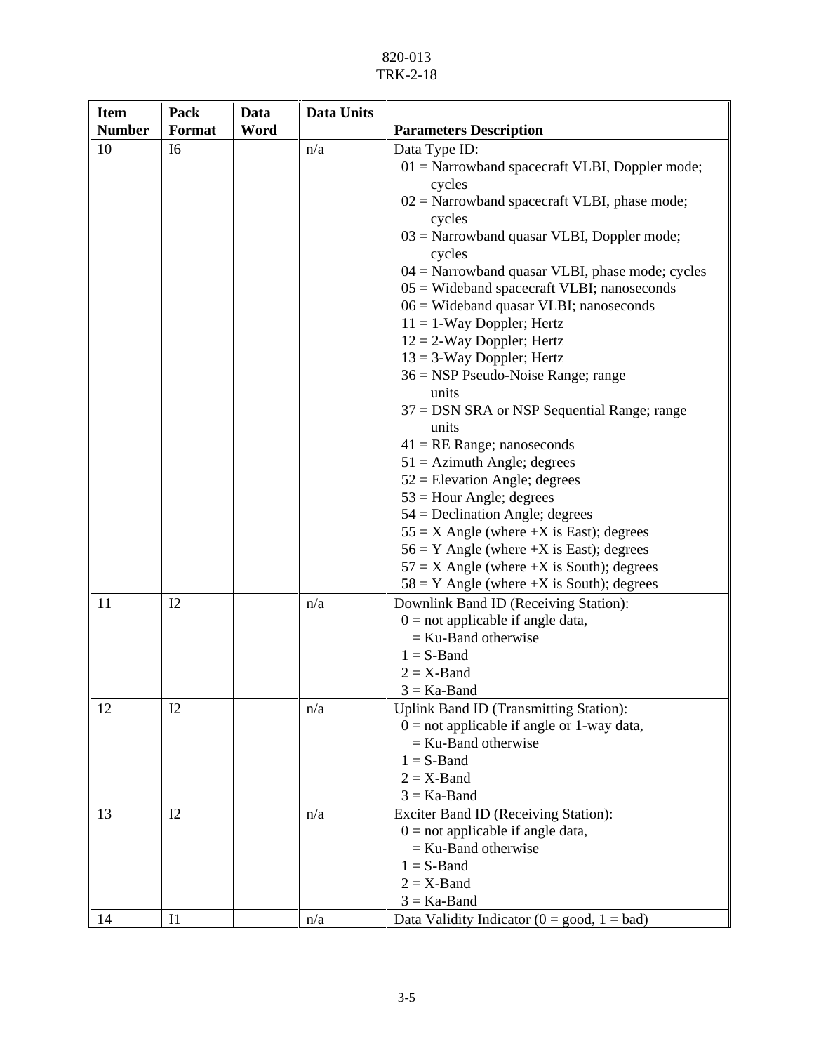| Item Number | Pack Format | Data Word | Data Units | Parameters Description |
|---|---|---|---|---|
| 10 | I6 | | n/a | Data Type ID:<br>01 = Narrowband spacecraft VLBI, Doppler mode; cycles<br>02 = Narrowband spacecraft VLBI, phase mode; cycles<br>03 = Narrowband quasar VLBI, Doppler mode; cycles<br>04 = Narrowband quasar VLBI, phase mode; cycles<br>05 = Wideband spacecraft VLBI; nanoseconds<br>06 = Wideband quasar VLBI; nanoseconds<br>11 = 1-Way Doppler; Hertz<br>12 = 2-Way Doppler; Hertz<br>13 = 3-Way Doppler; Hertz<br>36 = NSP Pseudo-Noise Range; range units<br>37 = DSN SRA or NSP Sequential Range; range units<br>41 = RE Range; nanoseconds<br>51 = Azimuth Angle; degrees<br>52 = Elevation Angle; degrees<br>53 = Hour Angle; degrees<br>54 = Declination Angle; degrees<br>55 = X Angle (where +X is East); degrees<br>56 = Y Angle (where +X is East); degrees<br>57 = X Angle (where +X is South); degrees<br>58 = Y Angle (where +X is South); degrees |
| 11 | I2 | | n/a | Downlink Band ID (Receiving Station):<br>0 = not applicable if angle data,<br>= Ku-Band otherwise<br>1 = S-Band<br>2 = X-Band<br>3 = Ka-Band |
| 12 | I2 | | n/a | Uplink Band ID (Transmitting Station):<br>0 = not applicable if angle or 1-way data,<br>= Ku-Band otherwise<br>1 = S-Band<br>2 = X-Band<br>3 = Ka-Band |
| 13 | I2 | | n/a | Exciter Band ID (Receiving Station):<br>0 = not applicable if angle data,<br>= Ku-Band otherwise<br>1 = S-Band<br>2 = X-Band<br>3 = Ka-Band |
| 14 | I1 | | n/a | Data Validity Indicator (0 = good, 1 = bad) |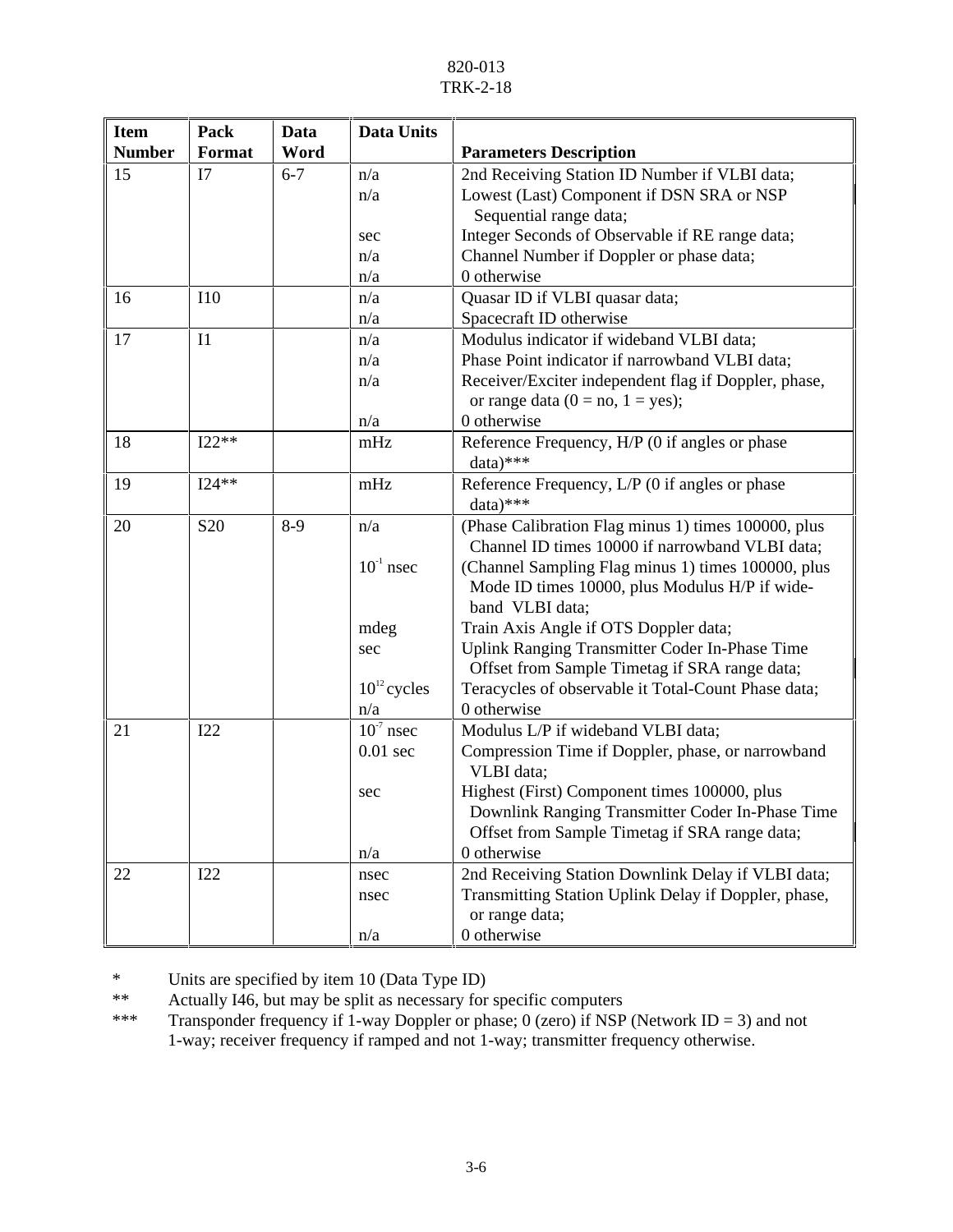| Item Number | Pack Format | Data Word | Data Units | Parameters Description |
|---|---|---|---|---|
| 15 | I7 | 6-7 | n/a<br>n/a<br><br>sec<br>n/a<br>n/a | 2nd Receiving Station ID Number if VLBI data;<br>Lowest (Last) Component if DSN SRA or NSP Sequential range data;<br>Integer Seconds of Observable if RE range data;<br>Channel Number if Doppler or phase data;<br>0 otherwise |
| 16 | I10 | | n/a<br>n/a | Quasar ID if VLBI quasar data;<br>Spacecraft ID otherwise |
| 17 | I1 | | n/a<br>n/a<br>n/a<br><br>n/a | Modulus indicator if wideband VLBI data;<br>Phase Point indicator if narrowband VLBI data;<br>Receiver/Exciter independent flag if Doppler, phase, or range data (0 = no, 1 = yes);<br>0 otherwise |
| 18 | I22** | | mHz | Reference Frequency, H/P (0 if angles or phase data)*** |
| 19 | I24** | | mHz | Reference Frequency, L/P (0 if angles or phase data)*** |
| 20 | S20 | 8-9 | n/a<br><br>$10^{-1}$ nsec<br><br><br>mdeg<br>sec<br><br>$10^{12}$ cycles<br>n/a | (Phase Calibration Flag minus 1) times 100000, plus Channel ID times 10000 if narrowband VLBI data;<br>(Channel Sampling Flag minus 1) times 100000, plus Mode ID times 10000, plus Modulus H/P if wide-band VLBI data;<br>Train Axis Angle if OTS Doppler data;<br>Uplink Ranging Transmitter Coder In-Phase Time Offset from Sample Timetag if SRA range data;<br>Teracycles of observable it Total-Count Phase data;<br>0 otherwise |
| 21 | I22 | | $10^{-7}$ nsec<br>0.01 sec<br><br>sec<br><br><br>n/a | Modulus L/P if wideband VLBI data;<br>Compression Time if Doppler, phase, or narrowband VLBI data;<br>Highest (First) Component times 100000, plus Downlink Ranging Transmitter Coder In-Phase Time Offset from Sample Timetag if SRA range data;<br>0 otherwise |
| 22 | I22 | | nsec<br>nsec<br><br>n/a | 2nd Receiving Station Downlink Delay if VLBI data;<br>Transmitting Station Uplink Delay if Doppler, phase, or range data;<br>0 otherwise |

\* Units are specified by item 10 (Data Type ID)

** Actually I46, but may be split as necessary for specific computers

*** Transponder frequency if 1-way Doppler or phase; 0 (zero) if NSP (Network ID = 3) and not 1-way; receiver frequency if ramped and not 1-way; transmitter frequency otherwise.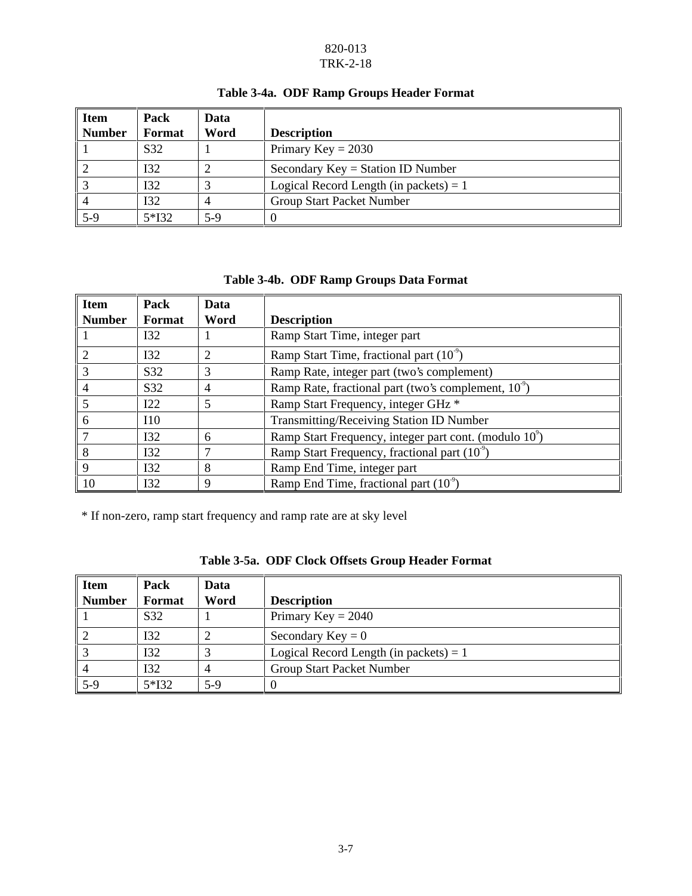**Table 3-4a. ODF Ramp Groups Header Format**

| Item Number | Pack Format | Data Word | Description |
|---|---|---|---|
| 1 | S32 | 1 | Primary Key = 2030 |
| 2 | I32 | 2 | Secondary Key = Station ID Number |
| 3 | I32 | 3 | Logical Record Length (in packets) = 1 |
| 4 | I32 | 4 | Group Start Packet Number |
| 5-9 | 5*I32 | 5-9 | 0 |

**Table 3-4b. ODF Ramp Groups Data Format**

| Item Number | Pack Format | Data Word | Description |
|---|---|---|---|
| 1 | I32 | 1 | Ramp Start Time, integer part |
| 2 | I32 | 2 | Ramp Start Time, fractional part ($10^{-9}$) |
| 3 | S32 | 3 | Ramp Rate, integer part (two's complement) |
| 4 | S32 | 4 | Ramp Rate, fractional part (two's complement, $10^{-9}$) |
| 5 | I22 | 5 | Ramp Start Frequency, integer GHz * |
| 6 | I10 | | Transmitting/Receiving Station ID Number |
| 7 | I32 | 6 | Ramp Start Frequency, integer part cont. (modulo $10^{9}$) |
| 8 | I32 | 7 | Ramp Start Frequency, fractional part ($10^{-9}$) |
| 9 | I32 | 8 | Ramp End Time, integer part |
| 10 | I32 | 9 | Ramp End Time, fractional part ($10^{-9}$) |

* If non-zero, ramp start frequency and ramp rate are at sky level

**Table 3-5a. ODF Clock Offsets Group Header Format**

| Item Number | Pack Format | Data Word | Description |
|---|---|---|---|
| 1 | S32 | 1 | Primary Key = 2040 |
| 2 | I32 | 2 | Secondary Key = 0 |
| 3 | I32 | 3 | Logical Record Length (in packets) = 1 |
| 4 | I32 | 4 | Group Start Packet Number |
| 5-9 | 5*I32 | 5-9 | 0 |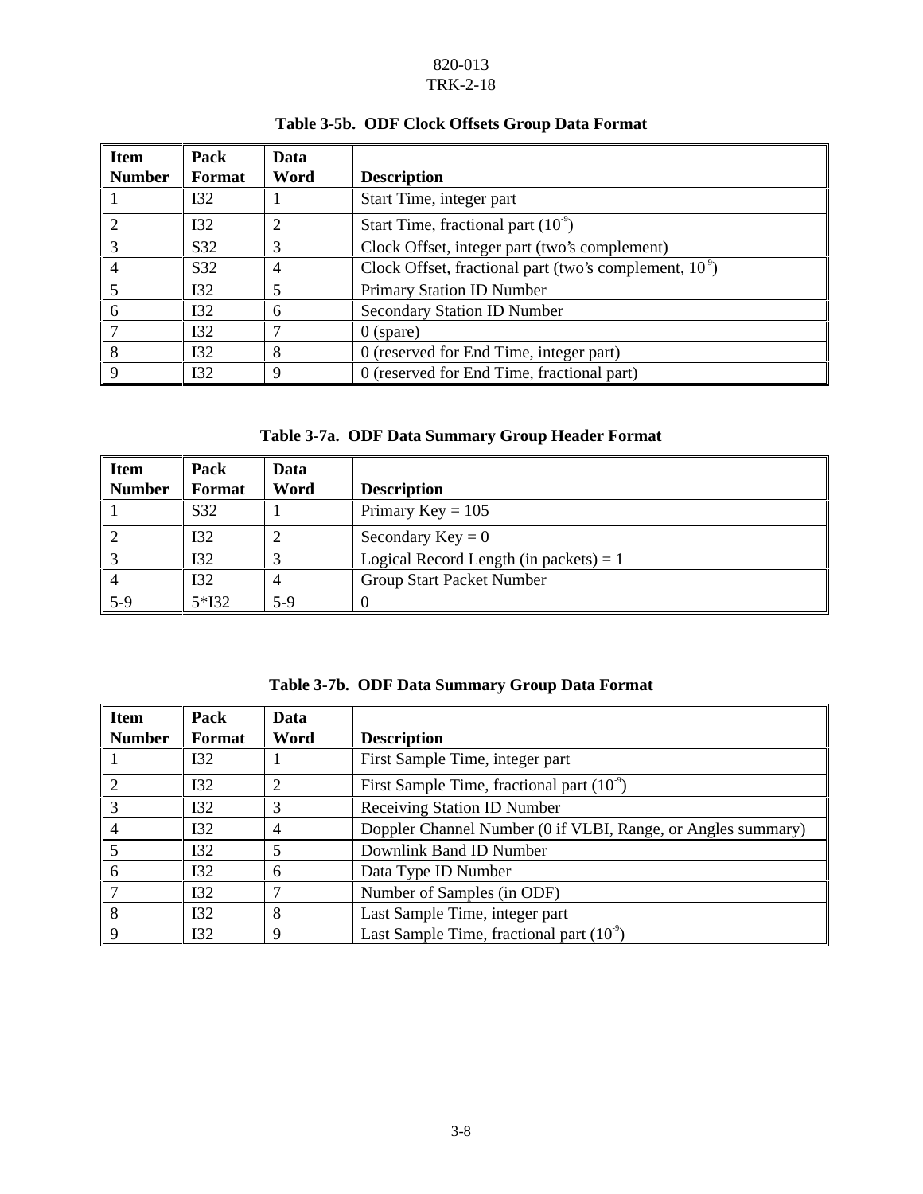**Table 3-5b. ODF Clock Offsets Group Data Format**

| Item Number | Pack Format | Data Word | Description |
|---|---|---|---|
| 1 | I32 | 1 | Start Time, integer part |
| 2 | I32 | 2 | Start Time, fractional part ($10^{-9}$) |
| 3 | S32 | 3 | Clock Offset, integer part (two's complement) |
| 4 | S32 | 4 | Clock Offset, fractional part (two's complement, $10^{-9}$) |
| 5 | I32 | 5 | Primary Station ID Number |
| 6 | I32 | 6 | Secondary Station ID Number |
| 7 | I32 | 7 | 0 (spare) |
| 8 | I32 | 8 | 0 (reserved for End Time, integer part) |
| 9 | I32 | 9 | 0 (reserved for End Time, fractional part) |

**Table 3-7a. ODF Data Summary Group Header Format**

| Item Number | Pack Format | Data Word | Description |
|---|---|---|---|
| 1 | S32 | 1 | Primary Key = 105 |
| 2 | I32 | 2 | Secondary Key = 0 |
| 3 | I32 | 3 | Logical Record Length (in packets) = 1 |
| 4 | I32 | 4 | Group Start Packet Number |
| 5-9 | 5*I32 | 5-9 | 0 |

**Table 3-7b. ODF Data Summary Group Data Format**

| Item Number | Pack Format | Data Word | Description |
|---|---|---|---|
| 1 | I32 | 1 | First Sample Time, integer part |
| 2 | I32 | 2 | First Sample Time, fractional part ($10^{-9}$) |
| 3 | I32 | 3 | Receiving Station ID Number |
| 4 | I32 | 4 | Doppler Channel Number (0 if VLBI, Range, or Angles summary) |
| 5 | I32 | 5 | Downlink Band ID Number |
| 6 | I32 | 6 | Data Type ID Number |
| 7 | I32 | 7 | Number of Samples (in ODF) |
| 8 | I32 | 8 | Last Sample Time, integer part |
| 9 | I32 | 9 | Last Sample Time, fractional part ($10^{-9}$) |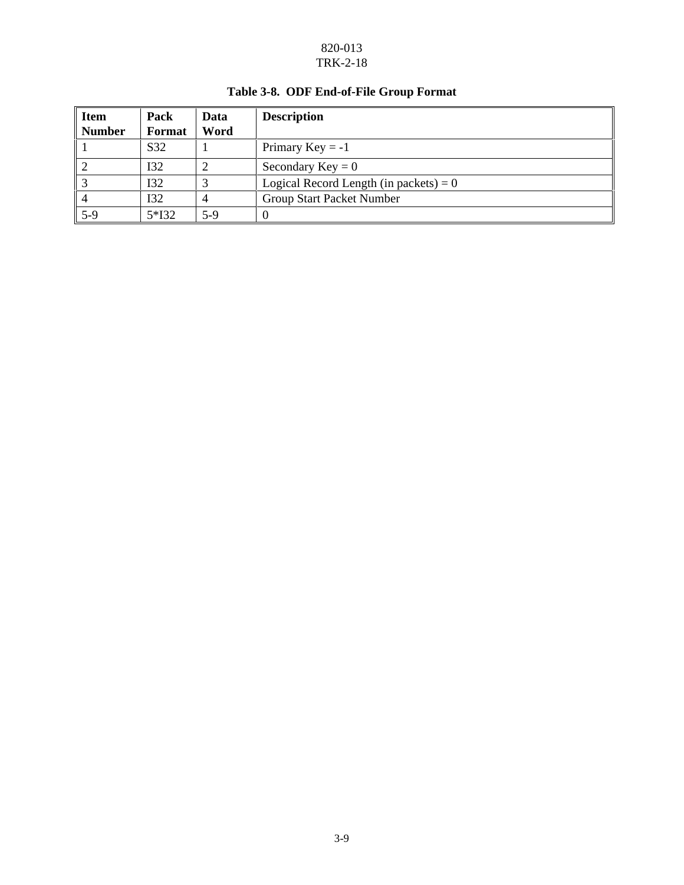**Table 3-8. ODF End-of-File Group Format**

| Item Number | Pack Format | Data Word | Description |
|---|---|---|---|
| 1 | S32 | 1 | Primary Key = -1 |
| 2 | I32 | 2 | Secondary Key = 0 |
| 3 | I32 | 3 | Logical Record Length (in packets) = 0 |
| 4 | I32 | 4 | Group Start Packet Number |
| 5-9 | 5*I32 | 5-9 | 0 |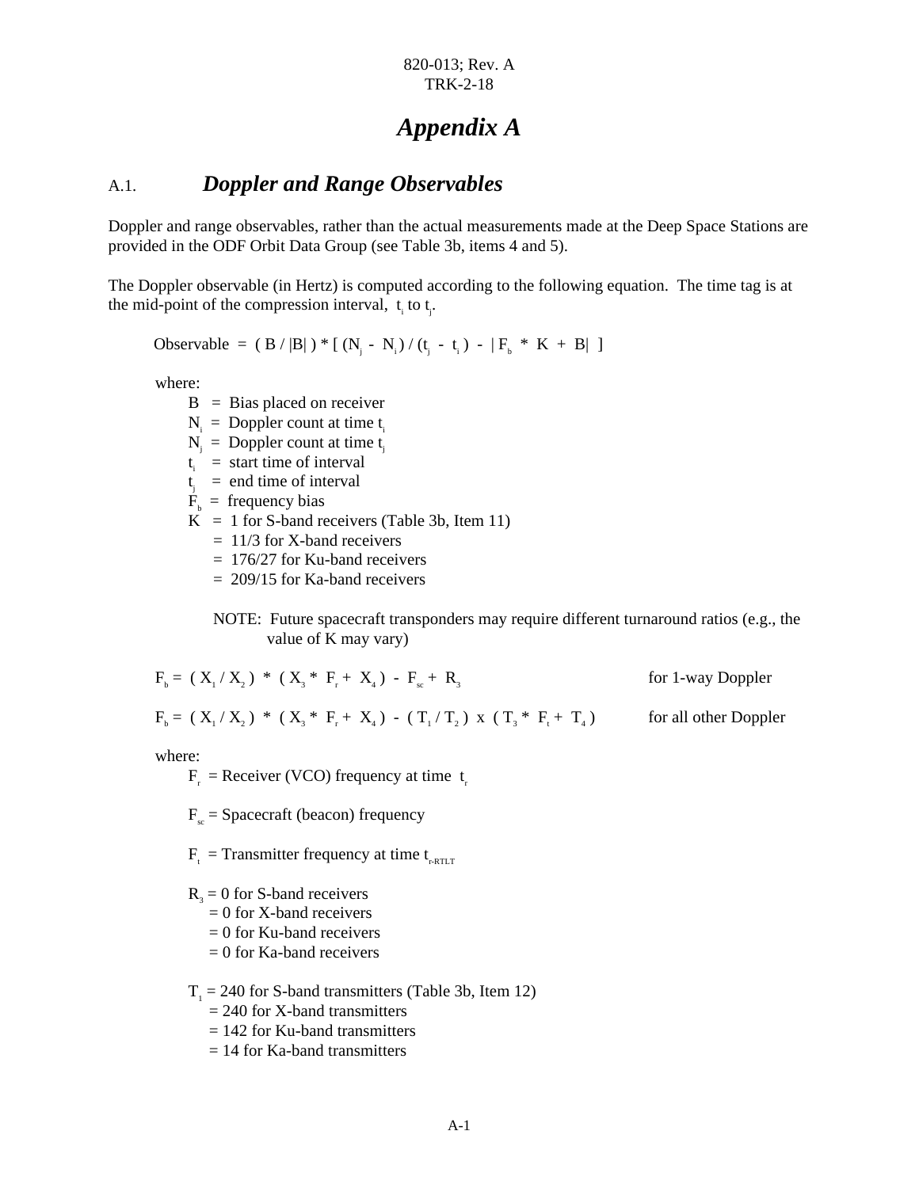# *Appendix A*

## A.1. *Doppler and Range Observables*

Doppler and range observables, rather than the actual measurements made at the Deep Space Stations are provided in the ODF Orbit Data Group (see Table 3b, items 4 and 5).

The Doppler observable (in Hertz) is computed according to the following equation. The time tag is at the mid-point of the compression interval, $t_i$ to $t_j$.

$$\text{Observable} = ( B / |B| ) * [ (N_j - N_i) / (t_j - t_i) - | F_b * K + B| ]$$

where:

- $B$ = Bias placed on receiver
- $N_i$ = Doppler count at time $t_i$
- $N_j$ = Doppler count at time $t_j$
- $t_i$ = start time of interval
- $t_j$ = end time of interval
- $F_b$ = frequency bias
- $K$ = 1 for S-band receivers (Table 3b, Item 11)
  - = 11/3 for X-band receivers
  - = 176/27 for Ku-band receivers
  - = 209/15 for Ka-band receivers

NOTE: Future spacecraft transponders may require different turnaround ratios (e.g., the value of K may vary)

$$F_b = ( X_1 / X_2 ) * ( X_3 * F_r + X_4 ) - F_{sc} + R_3 \quad \text{for 1-way Doppler}$$

$$F_b = ( X_1 / X_2 ) * ( X_3 * F_r + X_4 ) - ( T_1 / T_2 ) \times ( T_3 * F_t + T_4 ) \quad \text{for all other Doppler}$$

where:

$F_r$ = Receiver (VCO) frequency at time $t_r$

$F_{sc}$ = Spacecraft (beacon) frequency

$F_t$ = Transmitter frequency at time $t_{r\text{-RTLT}}$

$R_3$ = 0 for S-band receivers
- = 0 for X-band receivers
- = 0 for Ku-band receivers
- = 0 for Ka-band receivers

$T_1$ = 240 for S-band transmitters (Table 3b, Item 12)
- = 240 for X-band transmitters
- = 142 for Ku-band transmitters
- = 14 for Ka-band transmitters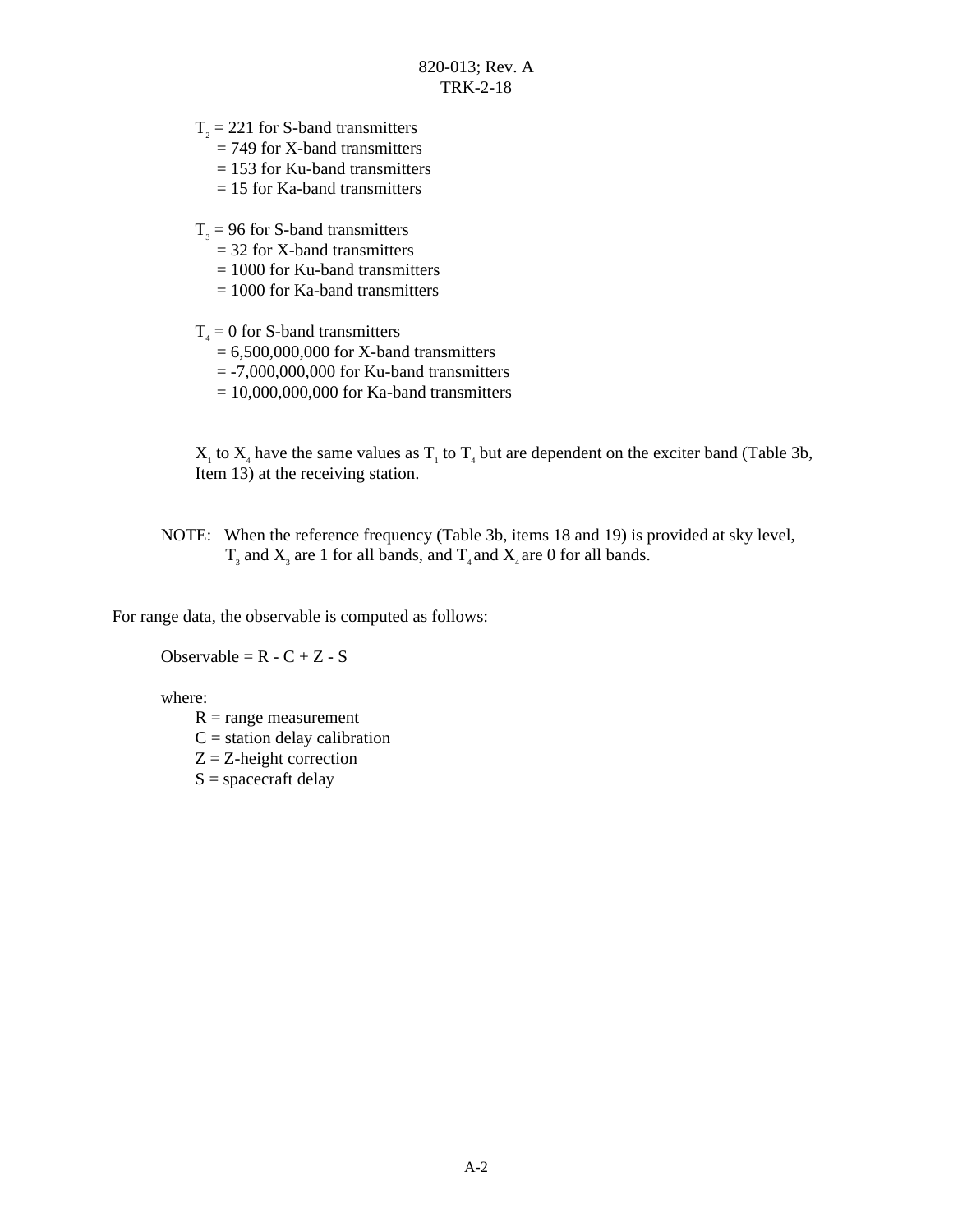$T_2$ = 221 for S-band transmitters
= 749 for X-band transmitters
= 153 for Ku-band transmitters
= 15 for Ka-band transmitters

$T_3$ = 96 for S-band transmitters
= 32 for X-band transmitters
= 1000 for Ku-band transmitters
= 1000 for Ka-band transmitters

$T_4$ = 0 for S-band transmitters
= 6,500,000,000 for X-band transmitters
= -7,000,000,000 for Ku-band transmitters
= 10,000,000,000 for Ka-band transmitters

$X_1$ to $X_4$ have the same values as $T_1$ to $T_4$ but are dependent on the exciter band (Table 3b, Item 13) at the receiving station.

NOTE: When the reference frequency (Table 3b, items 18 and 19) is provided at sky level, $T_3$ and $X_3$ are 1 for all bands, and $T_4$ and $X_4$ are 0 for all bands.

For range data, the observable is computed as follows:

Observable = R - C + Z - S

where:

R = range measurement
C = station delay calibration
Z = Z-height correction
S = spacecraft delay